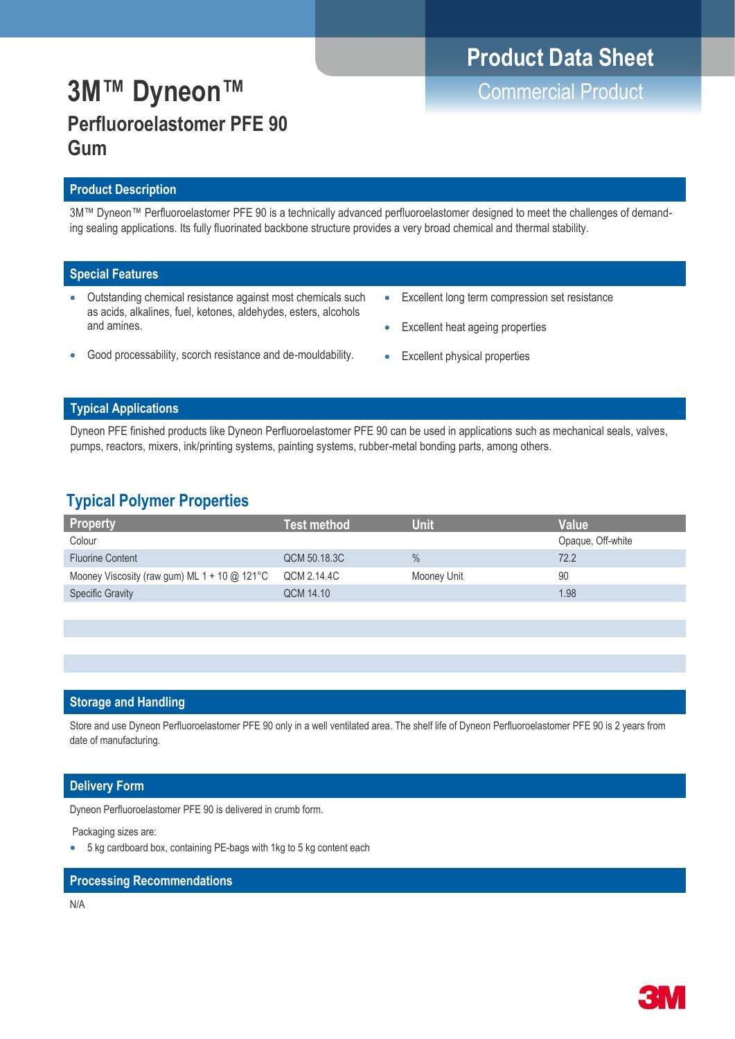Product Data Sheet

Commercial Product

# 3M™ Dyneon™

## Perfluoroelastomer PFE 90 Gum

### Product Description

3M™ Dyneon™ Perfluoroelastomer PFE 90 is a technically advanced perfluoroelastomer designed to meet the challenges of demanding sealing applications. Its fully fluorinated backbone structure provides a very broad chemical and thermal stability.

### Special Features

- Outstanding chemical resistance against most chemicals such as acids, alkalines, fuel, ketones, aldehydes, esters, alcohols and amines.
- Good processability, scorch resistance and de-mouldability.
- Excellent long term compression set resistance
- Excellent heat ageing properties
- Excellent physical properties

### Typical Applications

Dyneon PFE finished products like Dyneon Perfluoroelastomer PFE 90 can be used in applications such as mechanical seals, valves, pumps, reactors, mixers, ink/printing systems, painting systems, rubber-metal bonding parts, among others.

## Typical Polymer Properties

| Property | Test method | Unit | Value |
|---|---|---|---|
| Colour | | | Opaque, Off-white |
| Fluorine Content | QCM 50.18.3C | % | 72.2 |
| Mooney Viscosity (raw gum) ML 1 + 10 @ 121°C | QCM 2.14.4C | Mooney Unit | 90 |
| Specific Gravity | QCM 14.10 | | 1.98 |

### Storage and Handling

Store and use Dyneon Perfluoroelastomer PFE 90 only in a well ventilated area. The shelf life of Dyneon Perfluoroelastomer PFE 90 is 2 years from date of manufacturing.

### Delivery Form

Dyneon Perfluoroelastomer PFE 90 is delivered in crumb form.

Packaging sizes are:

- 5 kg cardboard box, containing PE-bags with 1kg to 5 kg content each

### Processing Recommendations

N/A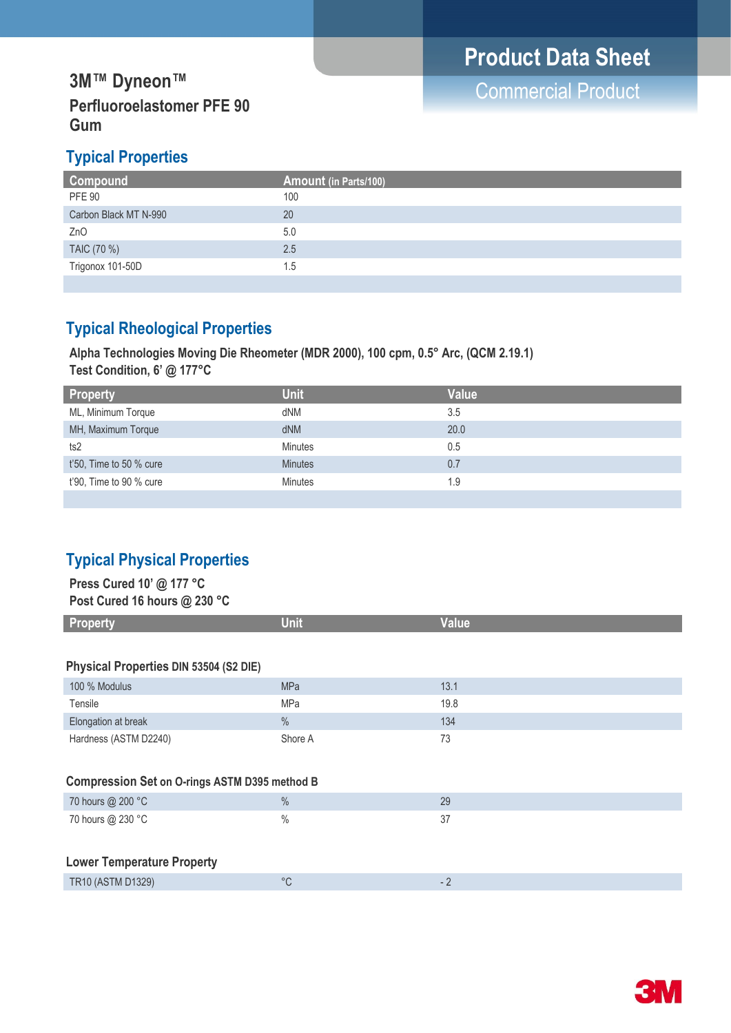# 3M™ Dyneon™

**Perfluoroelastomer PFE 90 Gum**

**Product Data Sheet**

Commercial Product

## Typical Properties

| Compound | Amount (in Parts/100) |
|---|---|
| PFE 90 | 100 |
| Carbon Black MT N-990 | 20 |
| ZnO | 5.0 |
| TAIC (70 %) | 2.5 |
| Trigonox 101-50D | 1.5 |

## Typical Rheological Properties

**Alpha Technologies Moving Die Rheometer (MDR 2000), 100 cpm, 0.5° Arc, (QCM 2.19.1)**
**Test Condition, 6' @ 177°C**

| Property | Unit | Value |
|---|---|---|
| ML, Minimum Torque | dNM | 3.5 |
| MH, Maximum Torque | dNM | 20.0 |
| ts2 | Minutes | 0.5 |
| t'50, Time to 50 % cure | Minutes | 0.7 |
| t'90, Time to 90 % cure | Minutes | 1.9 |

## Typical Physical Properties

**Press Cured 10' @ 177 °C**
**Post Cured 16 hours @ 230 °C**

| Property | Unit | Value |
|---|---|---|
| **Physical Properties DIN 53504 (S2 DIE)** | | |
| 100 % Modulus | MPa | 13.1 |
| Tensile | MPa | 19.8 |
| Elongation at break | % | 134 |
| Hardness (ASTM D2240) | Shore A | 73 |
| **Compression Set on O-rings ASTM D395 method B** | | |
| 70 hours @ 200 °C | % | 29 |
| 70 hours @ 230 °C | % | 37 |
| **Lower Temperature Property** | | |
| TR10 (ASTM D1329) | °C | - 2 |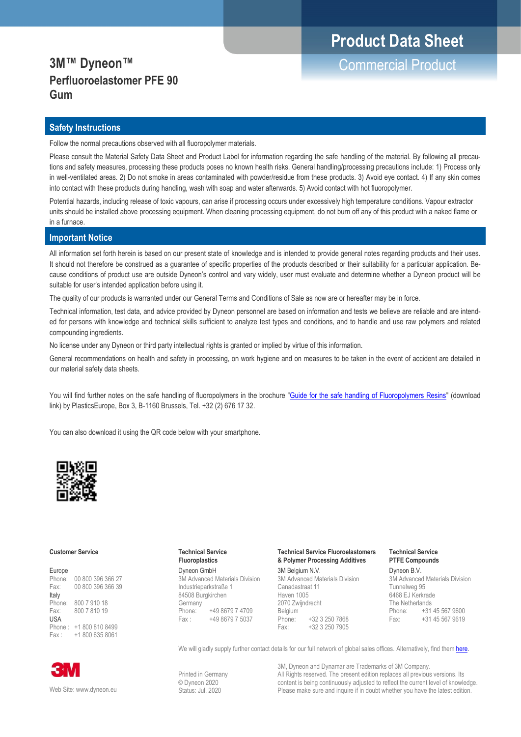# Product Data Sheet

Commercial Product

## 3M™ Dyneon™ Perfluoroelastomer PFE 90 Gum

## Safety Instructions

Follow the normal precautions observed with all fluoropolymer materials.

Please consult the Material Safety Data Sheet and Product Label for information regarding the safe handling of the material. By following all precautions and safety measures, processing these products poses no known health risks. General handling/processing precautions include: 1) Process only in well-ventilated areas. 2) Do not smoke in areas contaminated with powder/residue from these products. 3) Avoid eye contact. 4) If any skin comes into contact with these products during handling, wash with soap and water afterwards. 5) Avoid contact with hot fluoropolymer.

Potential hazards, including release of toxic vapours, can arise if processing occurs under excessively high temperature conditions. Vapour extractor units should be installed above processing equipment. When cleaning processing equipment, do not burn off any of this product with a naked flame or in a furnace.

## Important Notice

All information set forth herein is based on our present state of knowledge and is intended to provide general notes regarding products and their uses. It should not therefore be construed as a guarantee of specific properties of the products described or their suitability for a particular application. Because conditions of product use are outside Dyneon's control and vary widely, user must evaluate and determine whether a Dyneon product will be suitable for user's intended application before using it.

The quality of our products is warranted under our General Terms and Conditions of Sale as now are or hereafter may be in force.

Technical information, test data, and advice provided by Dyneon personnel are based on information and tests we believe are reliable and are intended for persons with knowledge and technical skills sufficient to analyze test types and conditions, and to handle and use raw polymers and related compounding ingredients.

No license under any Dyneon or third party intellectual rights is granted or implied by virtue of this information.

General recommendations on health and safety in processing, on work hygiene and on measures to be taken in the event of accident are detailed in our material safety data sheets.

You will find further notes on the safe handling of fluoropolymers in the brochure "Guide for the safe handling of Fluoropolymers Resins" (download link) by PlasticsEurope, Box 3, B-1160 Brussels, Tel. +32 (2) 676 17 32.

You can also download it using the QR code below with your smartphone.

**Customer Service**

Europe
Phone: 00 800 396 366 27
Fax: 00 800 396 366 39
Italy
Phone: 800 7 910 18
Fax: 800 7 810 19
USA
Phone : +1 800 810 8499
Fax : +1 800 635 8061

**Technical Service Fluoroplastics**

Dyneon GmbH
3M Advanced Materials Division
Industrieparkstraße 1
84508 Burgkirchen
Germany
Phone: +49 8679 7 4709
Fax : +49 8679 7 5037

**Technical Service Fluoroelastomers & Polymer Processing Additives**

3M Belgium N.V.
3M Advanced Materials Division
Canadastraat 11
Haven 1005
2070 Zwijndrecht
Belgium
Phone: +32 3 250 7868
Fax: +32 3 250 7905

**Technical Service PTFE Compounds**

Dyneon B.V.
3M Advanced Materials Division
Tunnelweg 95
6468 EJ Kerkrade
The Netherlands
Phone: +31 45 567 9600
Fax: +31 45 567 9619

We will gladly supply further contact details for our full network of global sales offices. Alternatively, find them here.

Web Site: www.dyneon.eu

Printed in Germany
© Dyneon 2020
Status: Jul. 2020

3M, Dyneon and Dynamar are Trademarks of 3M Company.
All Rights reserved. The present edition replaces all previous versions. Its content is being continuously adjusted to reflect the current level of knowledge. Please make sure and inquire if in doubt whether you have the latest edition.